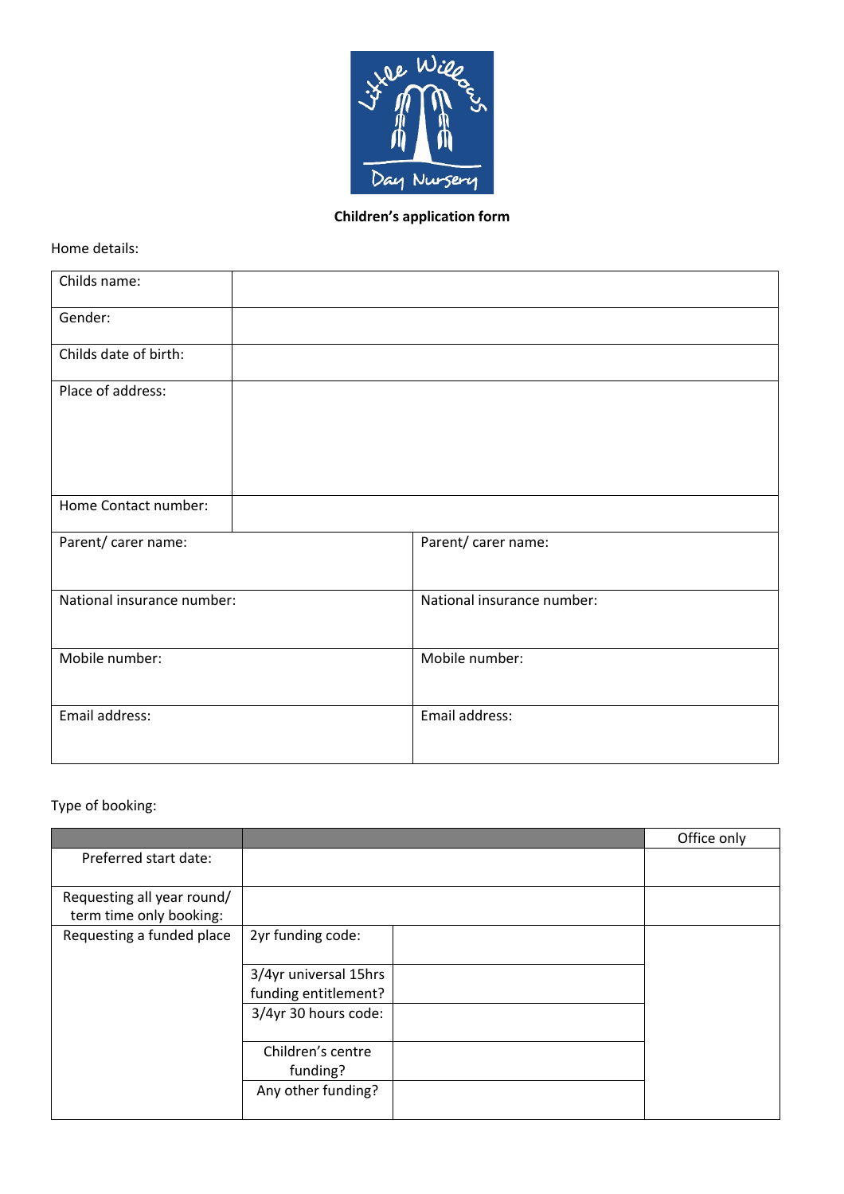**Children's application form**

Home details:

| Childs name: | |
|---|---|
| Gender: | |
| Childs date of birth: | |
| Place of address: | |
| Home Contact number: | |

| Parent/ carer name: | Parent/ carer name: |
|---|---|
| National insurance number: | National insurance number: |
| Mobile number: | Mobile number: |
| Email address: | Email address: |

Type of booking:

| | | | Office only |
|---|---|---|---|
| Preferred start date: | | | |
| Requesting all year round/ term time only booking: | | | |
| Requesting a funded place | 2yr funding code: | | |
| | 3/4yr universal 15hrs funding entitlement? | | |
| | 3/4yr 30 hours code: | | |
| | Children's centre funding? | | |
| | Any other funding? | | |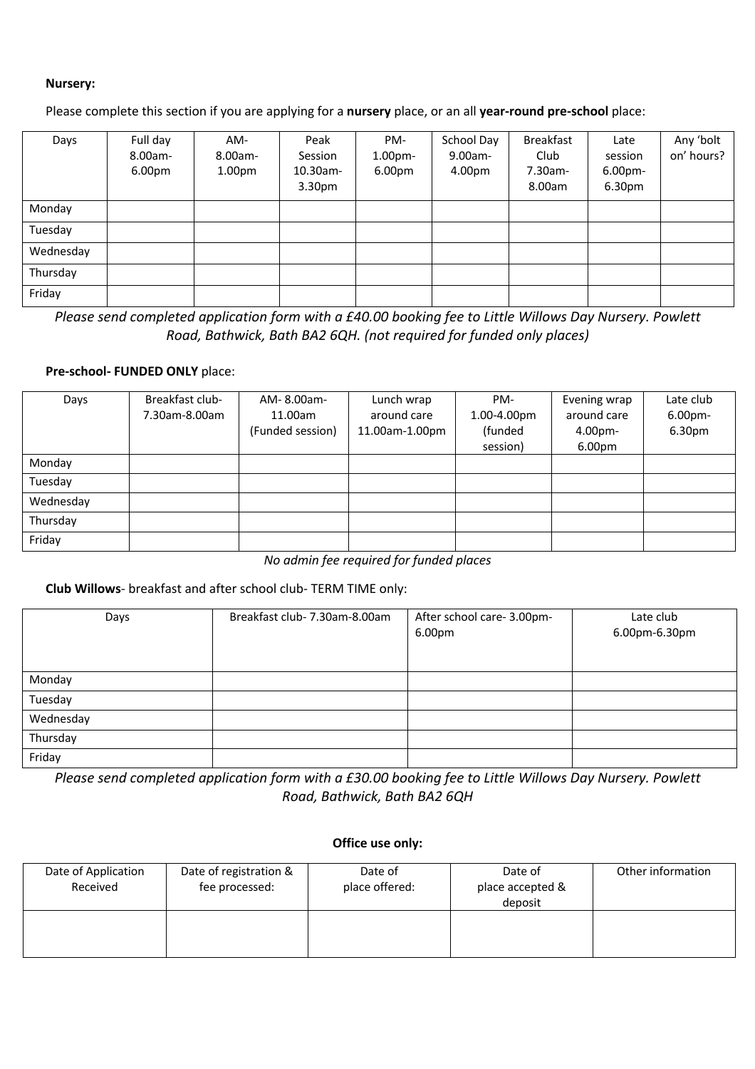**Nursery:**

Please complete this section if you are applying for a **nursery** place, or an all **year-round pre-school** place:

| Days | Full day 8.00am-6.00pm | AM-8.00am-1.00pm | Peak Session 10.30am-3.30pm | PM-1.00pm-6.00pm | School Day 9.00am-4.00pm | Breakfast Club 7.30am-8.00am | Late session 6.00pm-6.30pm | Any 'bolt on' hours? |
|---|---|---|---|---|---|---|---|---|
| Monday | | | | | | | | |
| Tuesday | | | | | | | | |
| Wednesday | | | | | | | | |
| Thursday | | | | | | | | |
| Friday | | | | | | | | |

*Please send completed application form with a £40.00 booking fee to Little Willows Day Nursery. Powlett Road, Bathwick, Bath BA2 6QH. (not required for funded only places)*

**Pre-school- FUNDED ONLY** place:

| Days | Breakfast club-7.30am-8.00am | AM- 8.00am-11.00am (Funded session) | Lunch wrap around care 11.00am-1.00pm | PM-1.00-4.00pm (funded session) | Evening wrap around care 4.00pm-6.00pm | Late club 6.00pm-6.30pm |
|---|---|---|---|---|---|---|
| Monday | | | | | | |
| Tuesday | | | | | | |
| Wednesday | | | | | | |
| Thursday | | | | | | |
| Friday | | | | | | |

*No admin fee required for funded places*

**Club Willows**- breakfast and after school club- TERM TIME only:

| Days | Breakfast club- 7.30am-8.00am | After school care- 3.00pm-6.00pm | Late club 6.00pm-6.30pm |
|---|---|---|---|
| Monday | | | |
| Tuesday | | | |
| Wednesday | | | |
| Thursday | | | |
| Friday | | | |

*Please send completed application form with a £30.00 booking fee to Little Willows Day Nursery. Powlett Road, Bathwick, Bath BA2 6QH*

**Office use only:**

| Date of Application Received | Date of registration & fee processed: | Date of place offered: | Date of place accepted & deposit | Other information |
|---|---|---|---|---|
| | | | | |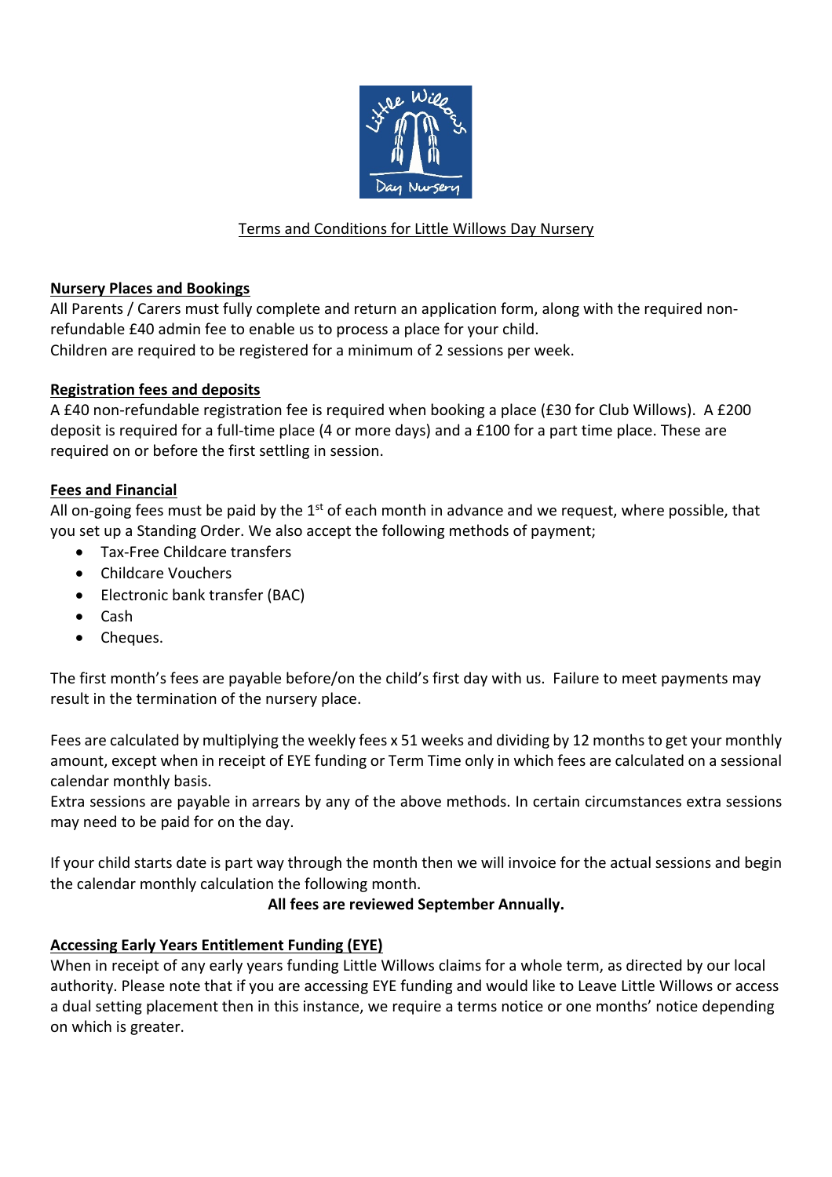Terms and Conditions for Little Willows Day Nursery

**Nursery Places and Bookings**

All Parents / Carers must fully complete and return an application form, along with the required non-refundable £40 admin fee to enable us to process a place for your child.
Children are required to be registered for a minimum of 2 sessions per week.

**Registration fees and deposits**

A £40 non-refundable registration fee is required when booking a place (£30 for Club Willows). A £200 deposit is required for a full-time place (4 or more days) and a £100 for a part time place. These are required on or before the first settling in session.

**Fees and Financial**

All on-going fees must be paid by the 1st of each month in advance and we request, where possible, that you set up a Standing Order. We also accept the following methods of payment;

- Tax-Free Childcare transfers
- Childcare Vouchers
- Electronic bank transfer (BAC)
- Cash
- Cheques.

The first month's fees are payable before/on the child's first day with us. Failure to meet payments may result in the termination of the nursery place.

Fees are calculated by multiplying the weekly fees x 51 weeks and dividing by 12 months to get your monthly amount, except when in receipt of EYE funding or Term Time only in which fees are calculated on a sessional calendar monthly basis.
Extra sessions are payable in arrears by any of the above methods. In certain circumstances extra sessions may need to be paid for on the day.

If your child starts date is part way through the month then we will invoice for the actual sessions and begin the calendar monthly calculation the following month.

**All fees are reviewed September Annually.**

**Accessing Early Years Entitlement Funding (EYE)**

When in receipt of any early years funding Little Willows claims for a whole term, as directed by our local authority. Please note that if you are accessing EYE funding and would like to Leave Little Willows or access a dual setting placement then in this instance, we require a terms notice or one months' notice depending on which is greater.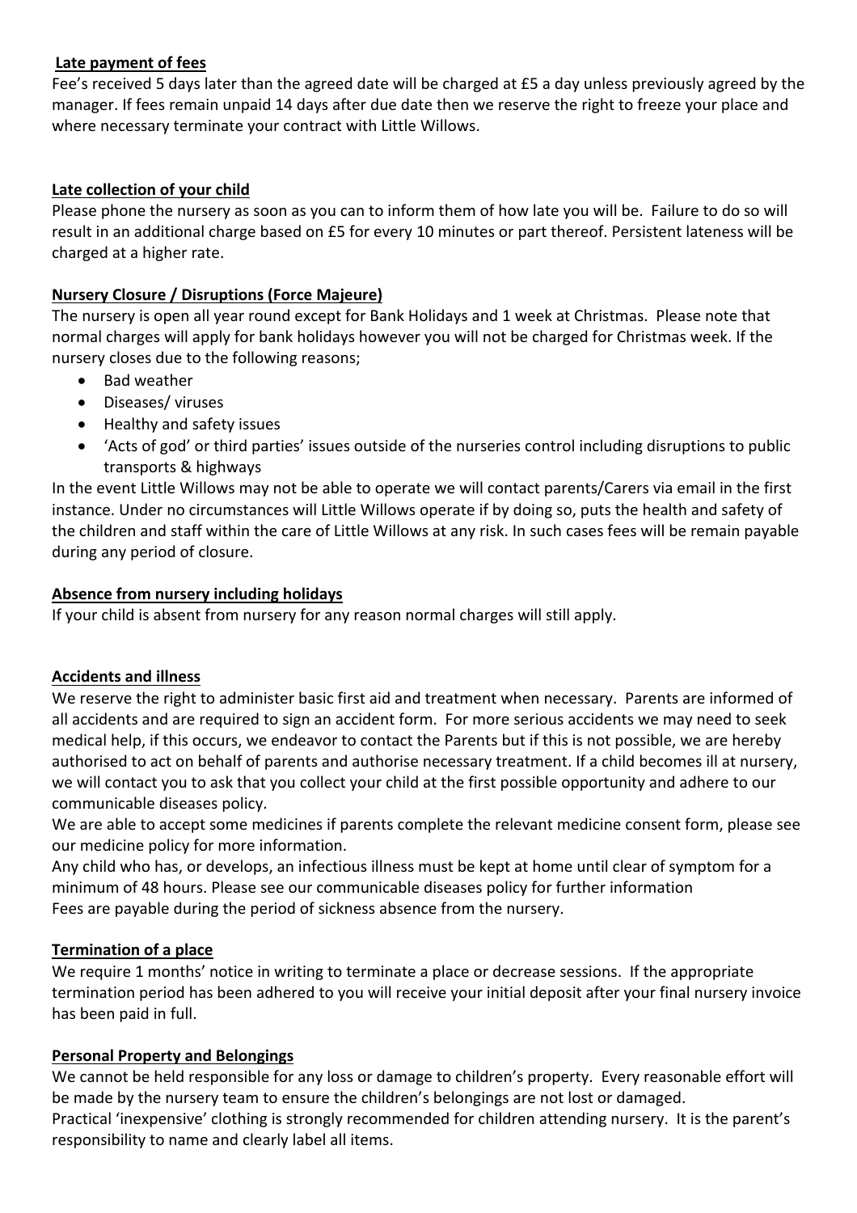**Late payment of fees**

Fee's received 5 days later than the agreed date will be charged at £5 a day unless previously agreed by the manager. If fees remain unpaid 14 days after due date then we reserve the right to freeze your place and where necessary terminate your contract with Little Willows.

**Late collection of your child**

Please phone the nursery as soon as you can to inform them of how late you will be. Failure to do so will result in an additional charge based on £5 for every 10 minutes or part thereof. Persistent lateness will be charged at a higher rate.

**Nursery Closure / Disruptions (Force Majeure)**

The nursery is open all year round except for Bank Holidays and 1 week at Christmas. Please note that normal charges will apply for bank holidays however you will not be charged for Christmas week. If the nursery closes due to the following reasons;

- Bad weather
- Diseases/ viruses
- Healthy and safety issues
- 'Acts of god' or third parties' issues outside of the nurseries control including disruptions to public transports & highways

In the event Little Willows may not be able to operate we will contact parents/Carers via email in the first instance. Under no circumstances will Little Willows operate if by doing so, puts the health and safety of the children and staff within the care of Little Willows at any risk. In such cases fees will be remain payable during any period of closure.

**Absence from nursery including holidays**

If your child is absent from nursery for any reason normal charges will still apply.

**Accidents and illness**

We reserve the right to administer basic first aid and treatment when necessary. Parents are informed of all accidents and are required to sign an accident form. For more serious accidents we may need to seek medical help, if this occurs, we endeavor to contact the Parents but if this is not possible, we are hereby authorised to act on behalf of parents and authorise necessary treatment. If a child becomes ill at nursery, we will contact you to ask that you collect your child at the first possible opportunity and adhere to our communicable diseases policy.

We are able to accept some medicines if parents complete the relevant medicine consent form, please see our medicine policy for more information.

Any child who has, or develops, an infectious illness must be kept at home until clear of symptom for a minimum of 48 hours. Please see our communicable diseases policy for further information

Fees are payable during the period of sickness absence from the nursery.

**Termination of a place**

We require 1 months' notice in writing to terminate a place or decrease sessions. If the appropriate termination period has been adhered to you will receive your initial deposit after your final nursery invoice has been paid in full.

**Personal Property and Belongings**

We cannot be held responsible for any loss or damage to children's property. Every reasonable effort will be made by the nursery team to ensure the children's belongings are not lost or damaged.

Practical 'inexpensive' clothing is strongly recommended for children attending nursery. It is the parent's responsibility to name and clearly label all items.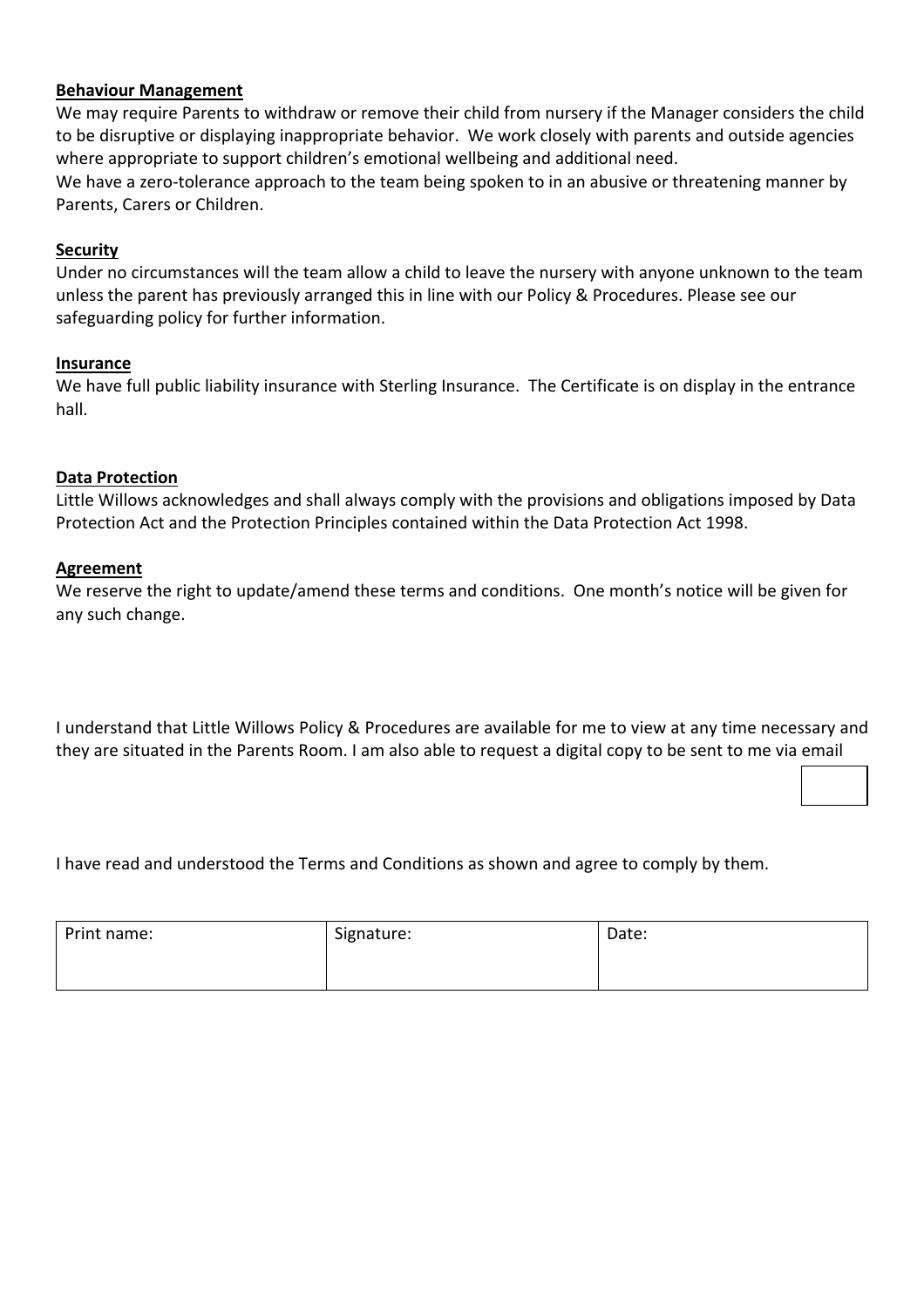**Behaviour Management**

We may require Parents to withdraw or remove their child from nursery if the Manager considers the child to be disruptive or displaying inappropriate behavior. We work closely with parents and outside agencies where appropriate to support children's emotional wellbeing and additional need.

We have a zero-tolerance approach to the team being spoken to in an abusive or threatening manner by Parents, Carers or Children.

**Security**

Under no circumstances will the team allow a child to leave the nursery with anyone unknown to the team unless the parent has previously arranged this in line with our Policy & Procedures. Please see our safeguarding policy for further information.

**Insurance**

We have full public liability insurance with Sterling Insurance. The Certificate is on display in the entrance hall.

**Data Protection**

Little Willows acknowledges and shall always comply with the provisions and obligations imposed by Data Protection Act and the Protection Principles contained within the Data Protection Act 1998.

**Agreement**

We reserve the right to update/amend these terms and conditions. One month's notice will be given for any such change.

I understand that Little Willows Policy & Procedures are available for me to view at any time necessary and they are situated in the Parents Room. I am also able to request a digital copy to be sent to me via email ☐

I have read and understood the Terms and Conditions as shown and agree to comply by them.

| Print name: | Signature: | Date: |
|---|---|---|
| | | |